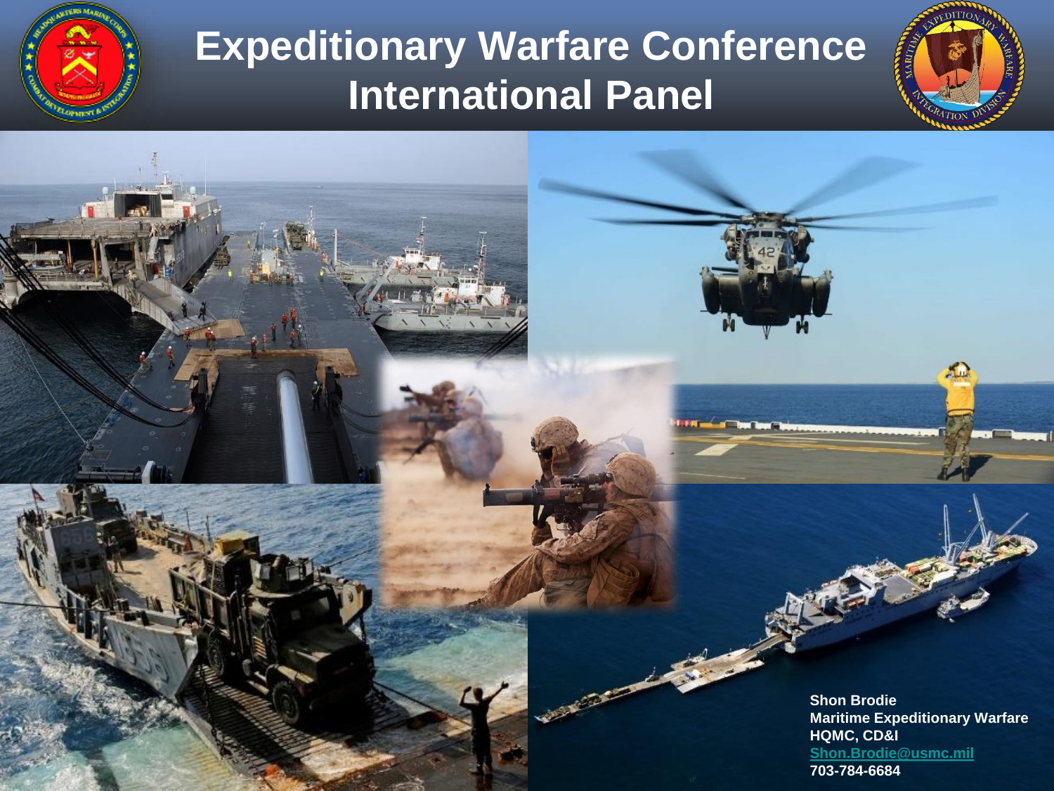# Expeditionary Warfare Conference
# International Panel

Shon Brodie
Maritime Expeditionary Warfare
HQMC, CD&I
Shon.Brodie@usmc.mil
703-784-6684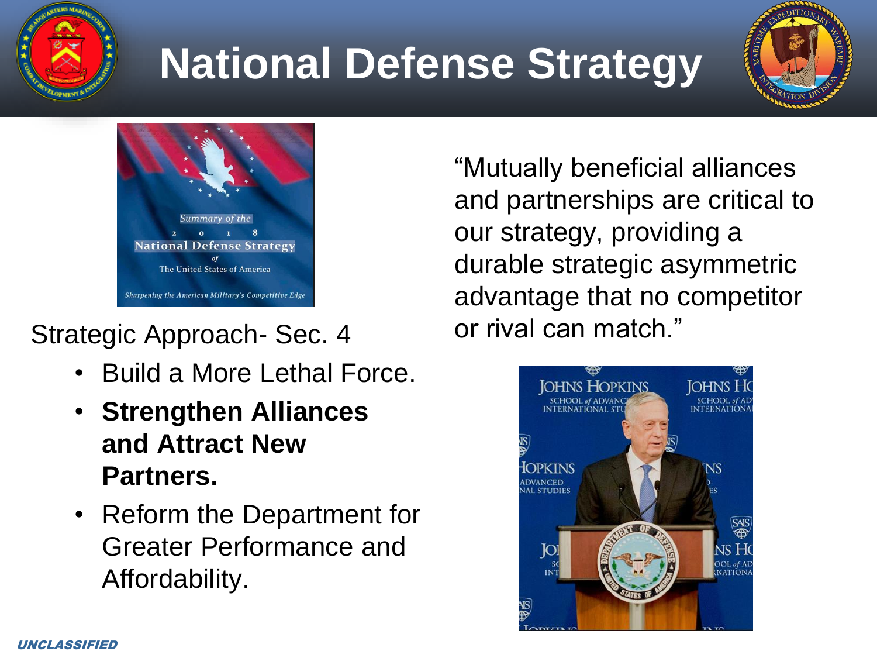# National Defense Strategy

Strategic Approach- Sec. 4

- Build a More Lethal Force.
- **Strengthen Alliances and Attract New Partners.**
- Reform the Department for Greater Performance and Affordability.

"Mutually beneficial alliances and partnerships are critical to our strategy, providing a durable strategic asymmetric advantage that no competitor or rival can match."

*UNCLASSIFIED*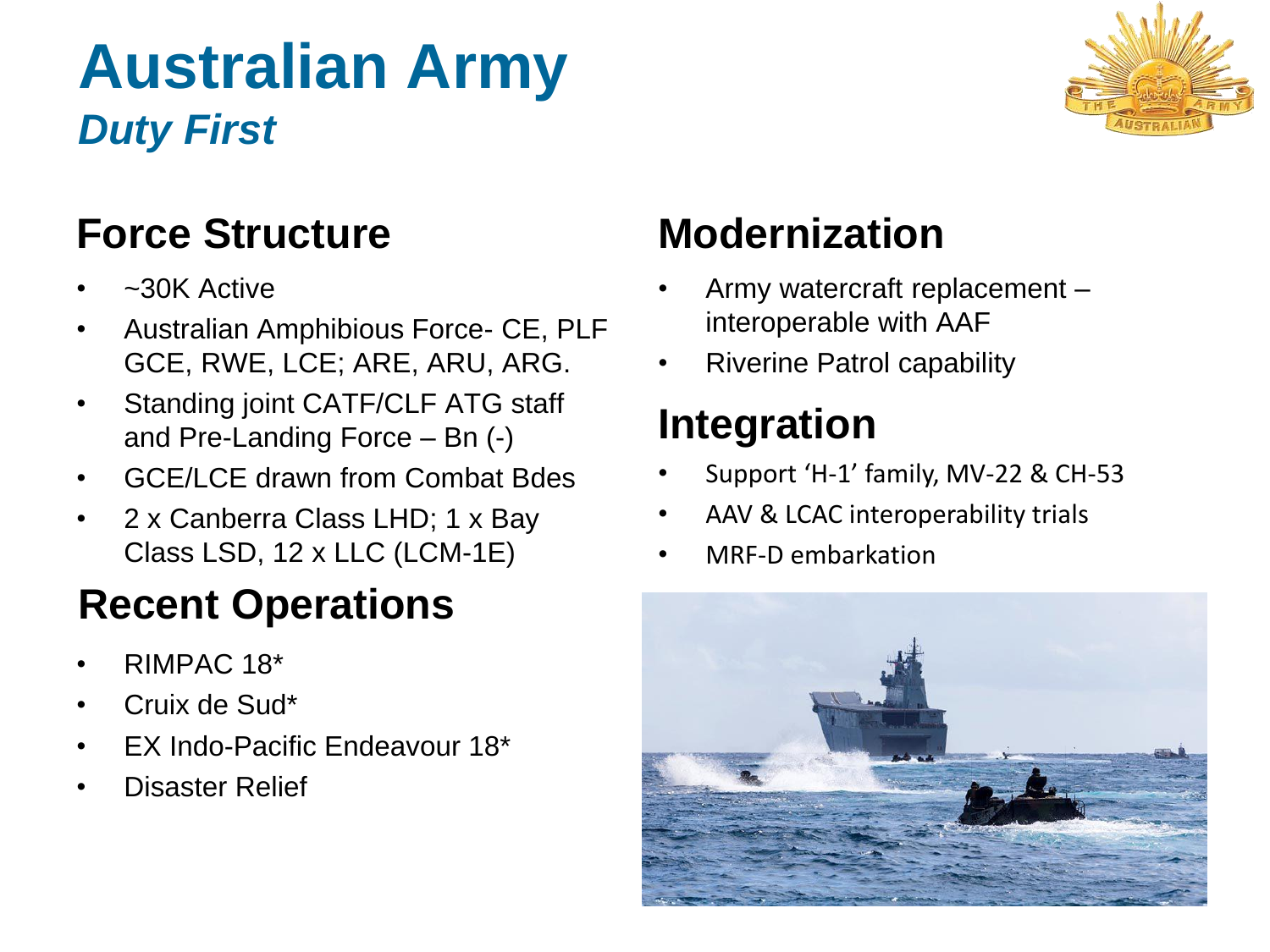# Australian Army

## *Duty First*

## Force Structure

- ~30K Active
- Australian Amphibious Force- CE, PLF GCE, RWE, LCE; ARE, ARU, ARG.
- Standing joint CATF/CLF ATG staff and Pre-Landing Force – Bn (-)
- GCE/LCE drawn from Combat Bdes
- 2 x Canberra Class LHD; 1 x Bay Class LSD, 12 x LLC (LCM-1E)

## Recent Operations

- RIMPAC 18*
- Cruix de Sud*
- EX Indo-Pacific Endeavour 18*
- Disaster Relief

## Modernization

- Army watercraft replacement – interoperable with AAF
- Riverine Patrol capability

## Integration

- Support 'H-1' family, MV-22 & CH-53
- AAV & LCAC interoperability trials
- MRF-D embarkation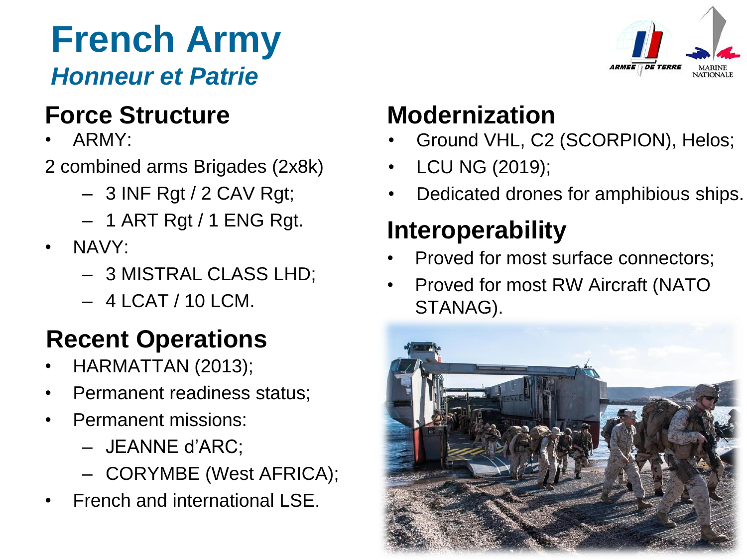# French Army

***Honneur et Patrie***

## Force Structure

- ARMY:

2 combined arms Brigades (2x8k)

  - 3 INF Rgt / 2 CAV Rgt;
  - 1 ART Rgt / 1 ENG Rgt.

- NAVY:
  - 3 MISTRAL CLASS LHD;
  - 4 LCAT / 10 LCM.

## Recent Operations

- HARMATTAN (2013);
- Permanent readiness status;
- Permanent missions:
  - JEANNE d'ARC;
  - CORYMBE (West AFRICA);
- French and international LSE.

## Modernization

- Ground VHL, C2 (SCORPION), Helos;
- LCU NG (2019);
- Dedicated drones for amphibious ships.

## Interoperability

- Proved for most surface connectors;
- Proved for most RW Aircraft (NATO STANAG).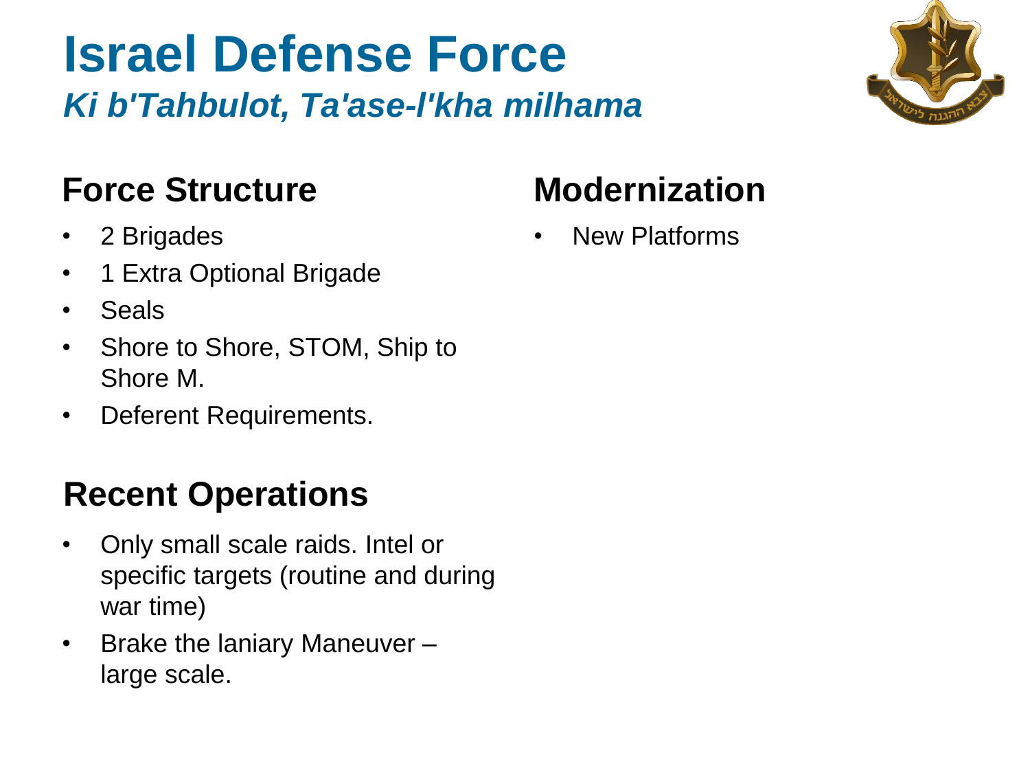# Israel Defense Force

## *Ki b'Tahbulot, Ta'ase-l'kha milhama*

### Force Structure

- 2 Brigades
- 1 Extra Optional Brigade
- Seals
- Shore to Shore, STOM, Ship to Shore M.
- Deferent Requirements.

### Recent Operations

- Only small scale raids. Intel or specific targets (routine and during war time)
- Brake the laniary Maneuver – large scale.

### Modernization

- New Platforms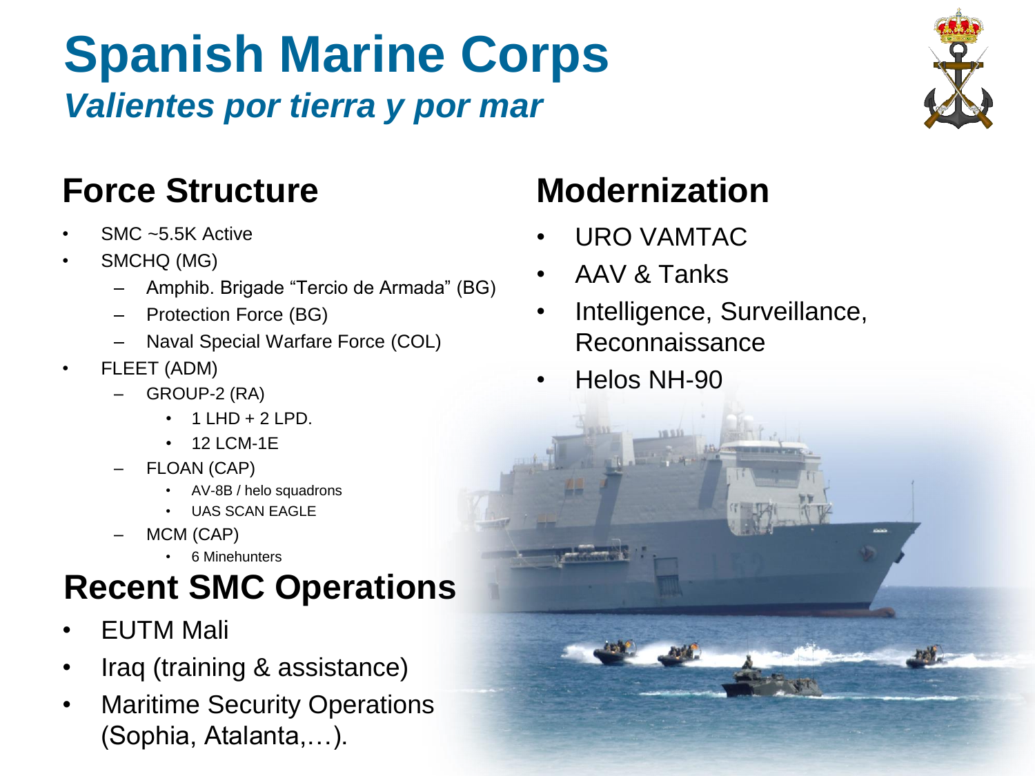# Spanish Marine Corps

***Valientes por tierra y por mar***

## Force Structure

- SMC ~5.5K Active
- SMCHQ (MG)
  - Amphib. Brigade “Tercio de Armada” (BG)
  - Protection Force (BG)
  - Naval Special Warfare Force (COL)
- FLEET (ADM)
  - GROUP-2 (RA)
    - 1 LHD + 2 LPD.
    - 12 LCM-1E
  - FLOAN (CAP)
    - AV-8B / helo squadrons
    - UAS SCAN EAGLE
  - MCM (CAP)
    - 6 Minehunters

## Modernization

- URO VAMTAC
- AAV & Tanks
- Intelligence, Surveillance, Reconnaissance
- Helos NH-90

## Recent SMC Operations

- EUTM Mali
- Iraq (training & assistance)
- Maritime Security Operations (Sophia, Atalanta,…).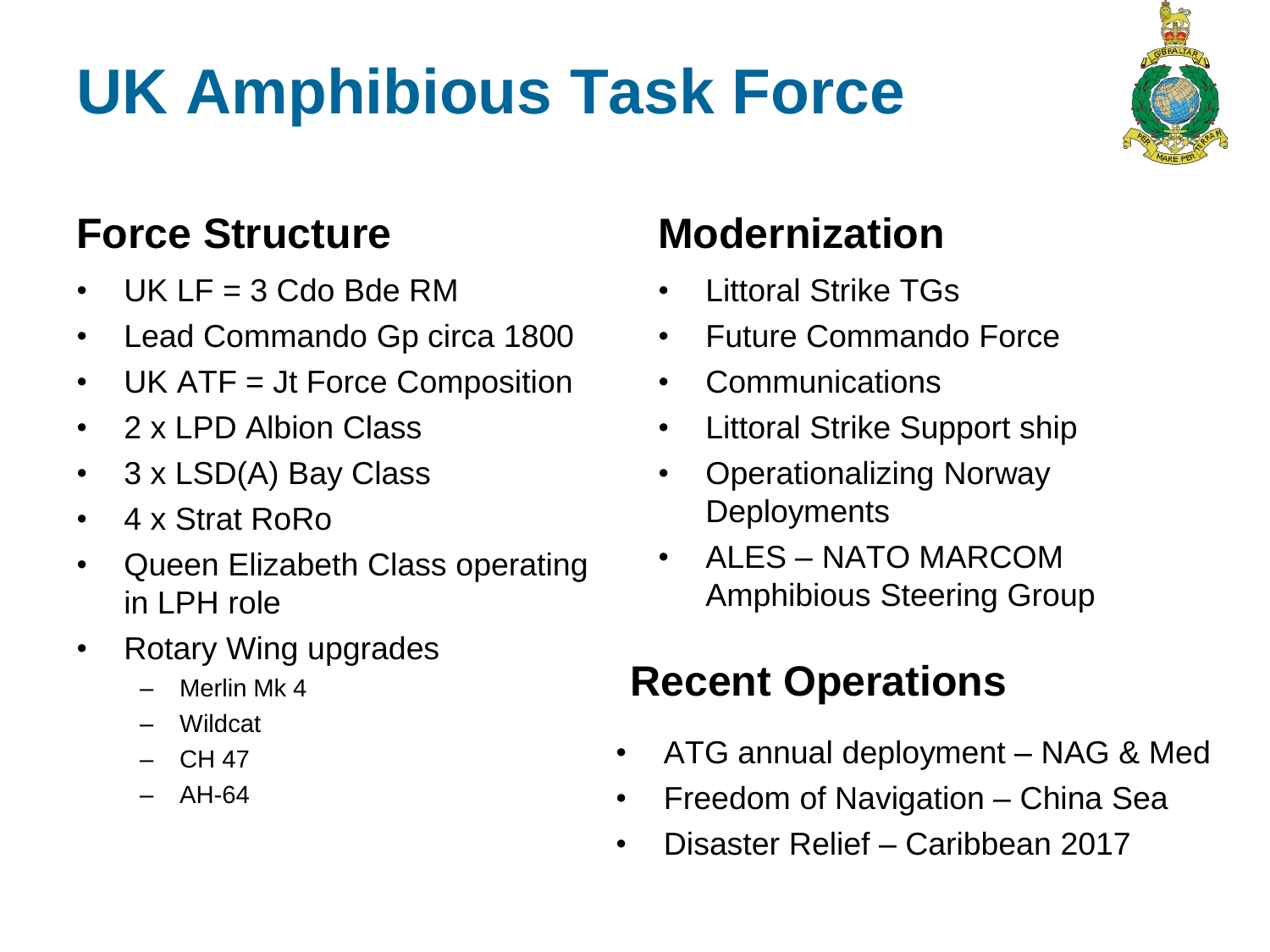# UK Amphibious Task Force

## Force Structure

- UK LF = 3 Cdo Bde RM
- Lead Commando Gp circa 1800
- UK ATF = Jt Force Composition
- 2 x LPD Albion Class
- 3 x LSD(A) Bay Class
- 4 x Strat RoRo
- Queen Elizabeth Class operating in LPH role
- Rotary Wing upgrades
  - Merlin Mk 4
  - Wildcat
  - CH 47
  - AH-64

## Modernization

- Littoral Strike TGs
- Future Commando Force
- Communications
- Littoral Strike Support ship
- Operationalizing Norway Deployments
- ALES – NATO MARCOM Amphibious Steering Group

## Recent Operations

- ATG annual deployment – NAG & Med
- Freedom of Navigation – China Sea
- Disaster Relief – Caribbean 2017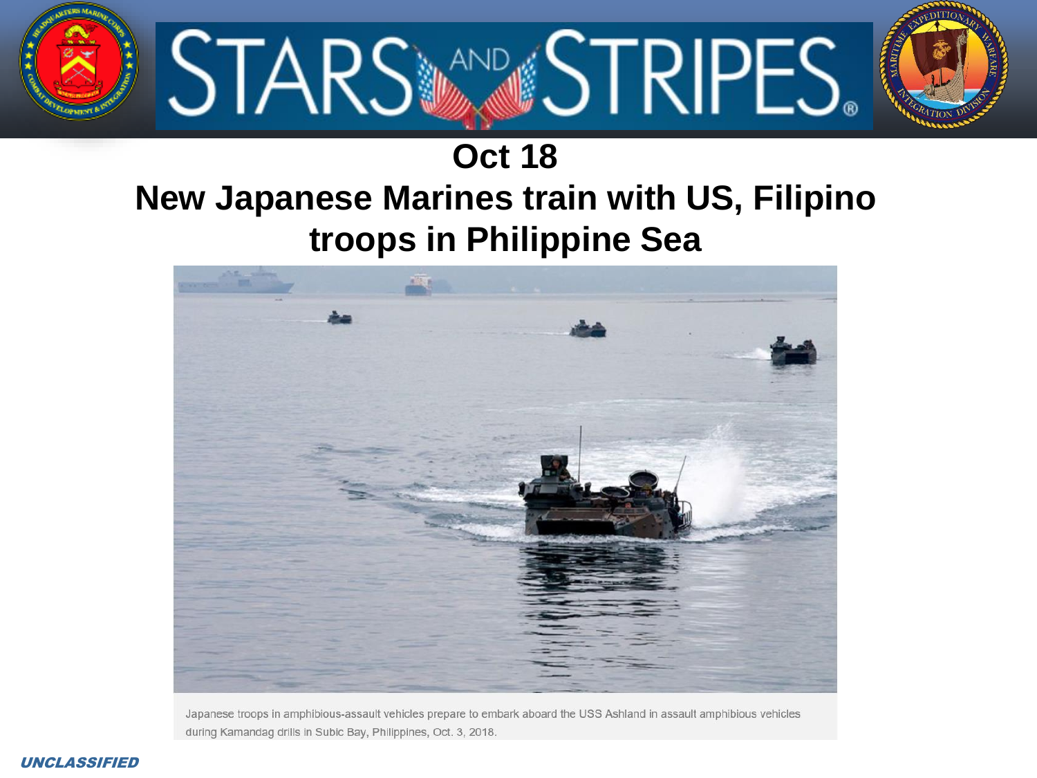## Oct 18

# New Japanese Marines train with US, Filipino troops in Philippine Sea

Japanese troops in amphibious-assault vehicles prepare to embark aboard the USS Ashland in assault amphibious vehicles during Kamandag drills in Subic Bay, Philippines, Oct. 3, 2018.

UNCLASSIFIED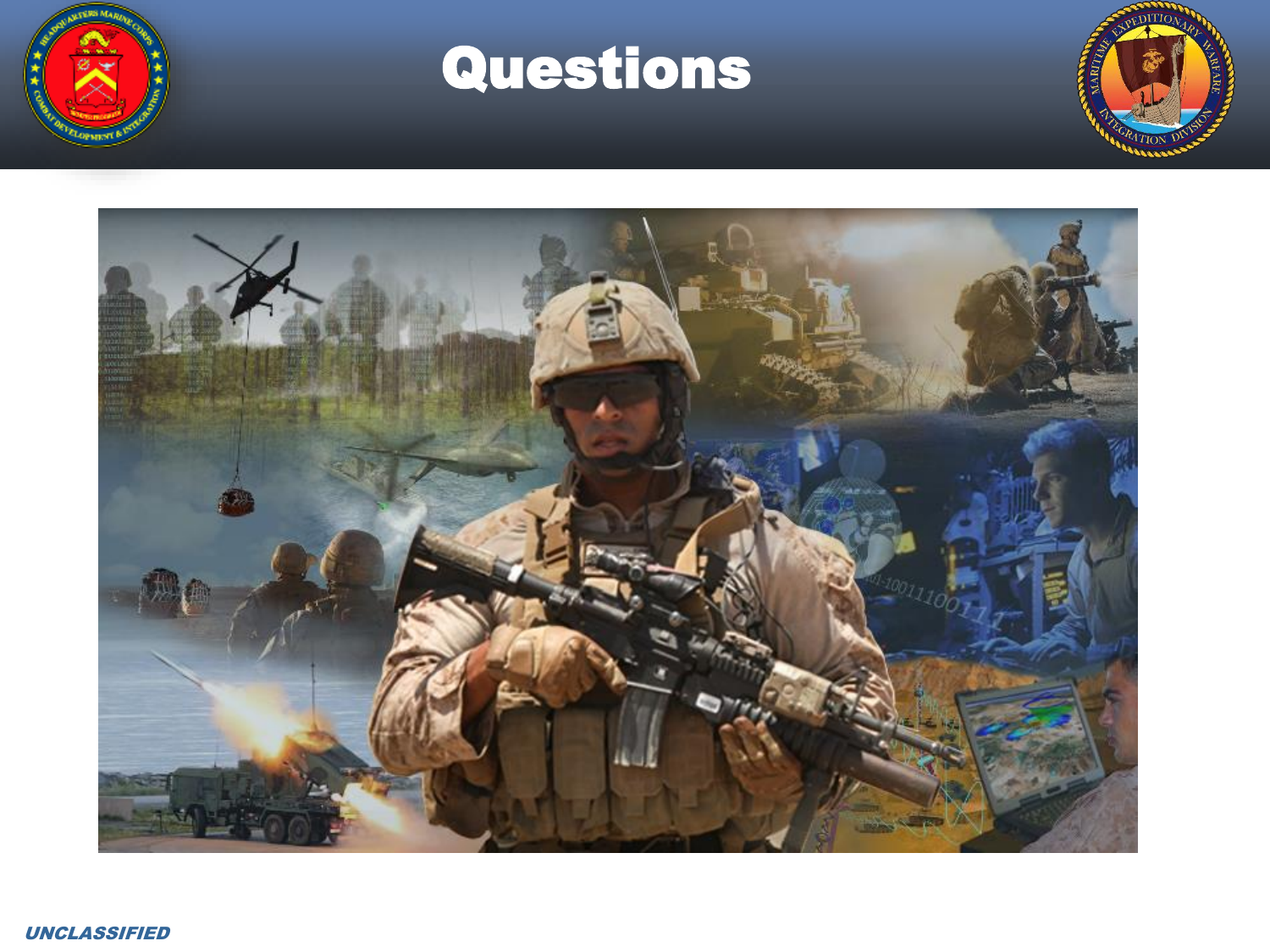# Questions

UNCLASSIFIED